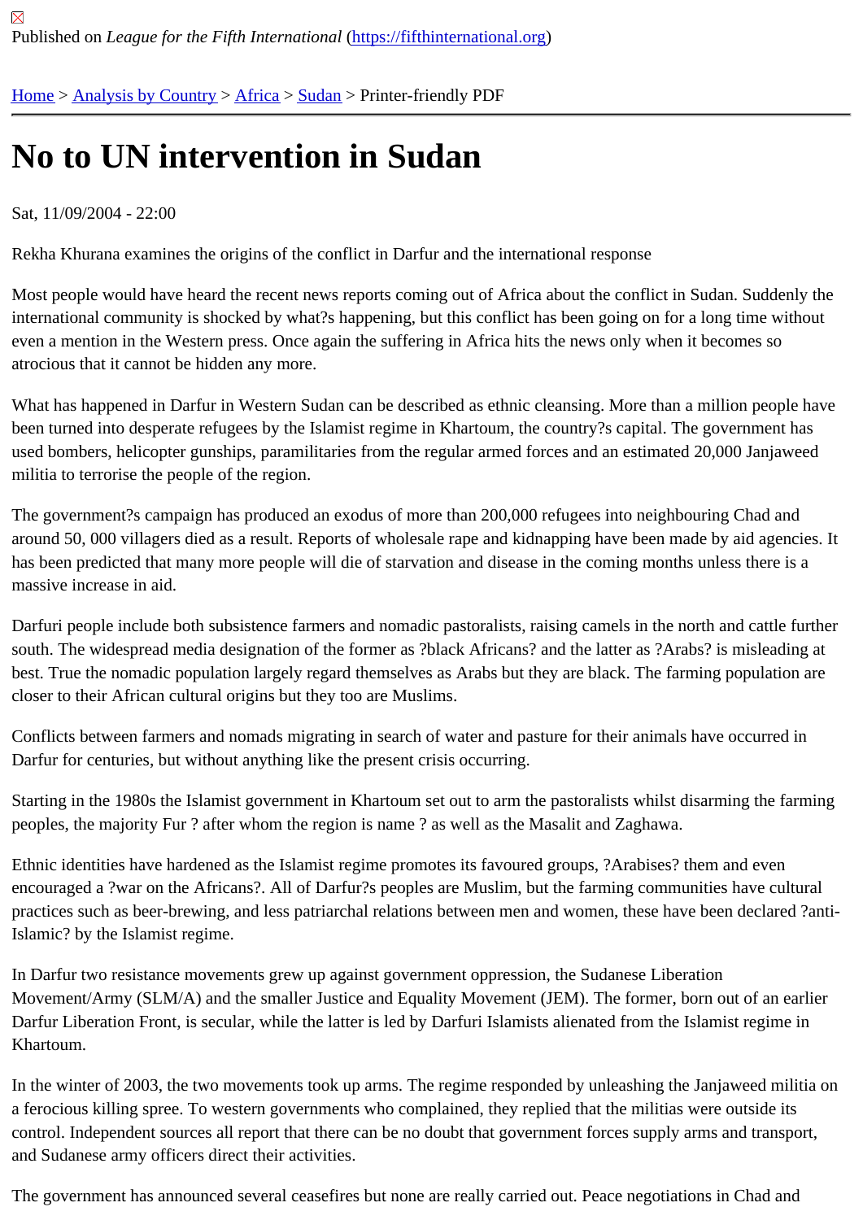Published on *League for the Fifth International* (https://fifthinternational.org)

Home > Analysis by Country > Africa > Sudan > Printer-friendly PDF

# No to UN intervention in Sudan

Sat, 11/09/2004 - 22:00

Rekha Khurana examines the origins of the conflict in Darfur and the international response

Most people would have heard the recent news reports coming out of Africa about the conflict in Sudan. Suddenly the international community is shocked by what?s happening, but this conflict has been going on for a long time without even a mention in the Western press. Once again the suffering in Africa hits the news only when it becomes so atrocious that it cannot be hidden any more.

What has happened in Darfur in Western Sudan can be described as ethnic cleansing. More than a million people have been turned into desperate refugees by the Islamist regime in Khartoum, the country?s capital. The government has used bombers, helicopter gunships, paramilitaries from the regular armed forces and an estimated 20,000 Janjaweed militia to terrorise the people of the region.

The government?s campaign has produced an exodus of more than 200,000 refugees into neighbouring Chad and around 50, 000 villagers died as a result. Reports of wholesale rape and kidnapping have been made by aid agencies. It has been predicted that many more people will die of starvation and disease in the coming months unless there is a massive increase in aid.

Darfuri people include both subsistence farmers and nomadic pastoralists, raising camels in the north and cattle further south. The widespread media designation of the former as ?black Africans? and the latter as ?Arabs? is misleading at best. True the nomadic population largely regard themselves as Arabs but they are black. The farming population are closer to their African cultural origins but they too are Muslims.

Conflicts between farmers and nomads migrating in search of water and pasture for their animals have occurred in Darfur for centuries, but without anything like the present crisis occurring.

Starting in the 1980s the Islamist government in Khartoum set out to arm the pastoralists whilst disarming the farming peoples, the majority Fur ? after whom the region is name ? as well as the Masalit and Zaghawa.

Ethnic identities have hardened as the Islamist regime promotes its favoured groups, ?Arabises? them and even encouraged a ?war on the Africans?. All of Darfur?s peoples are Muslim, but the farming communities have cultural practices such as beer-brewing, and less patriarchal relations between men and women, these have been declared ?anti-Islamic? by the Islamist regime.

In Darfur two resistance movements grew up against government oppression, the Sudanese Liberation Movement/Army (SLM/A) and the smaller Justice and Equality Movement (JEM). The former, born out of an earlier Darfur Liberation Front, is secular, while the latter is led by Darfuri Islamists alienated from the Islamist regime in Khartoum.

In the winter of 2003, the two movements took up arms. The regime responded by unleashing the Janjaweed militia on a ferocious killing spree. To western governments who complained, they replied that the militias were outside its control. Independent sources all report that there can be no doubt that government forces supply arms and transport, and Sudanese army officers direct their activities.

The government has announced several ceasefires but none are really carried out. Peace negotiations in Chad and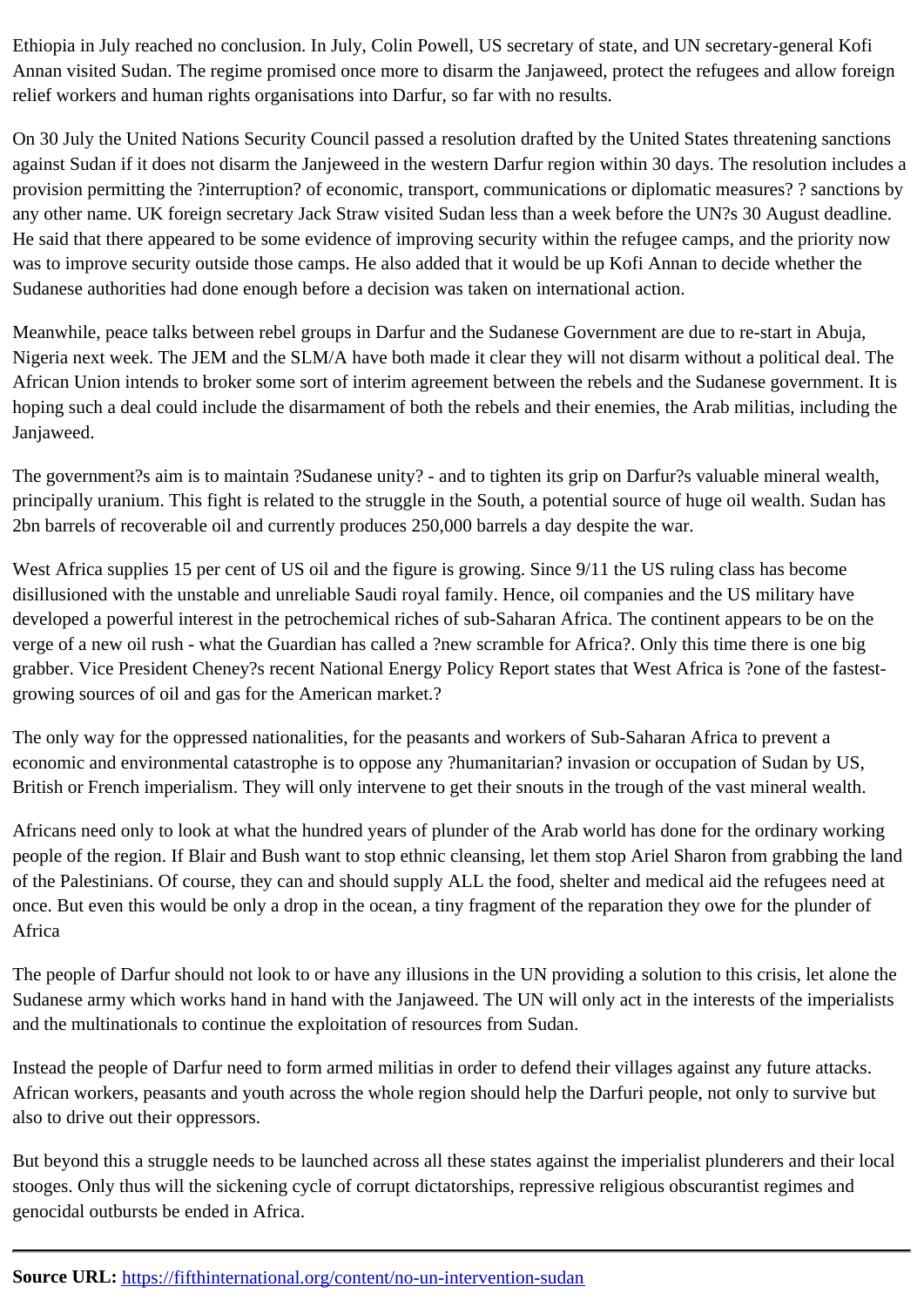Ethiopia in July reached no conclusion. In July, Colin Powell, US secretary of state, and UN secretary-general Kofi Annan visited Sudan. The regime promised once more to disarm the Janjaweed, protect the refugees and allow foreign relief workers and human rights organisations into Darfur, so far with no results.

On 30 July the United Nations Security Council passed a resolution drafted by the United States threatening sanctions against Sudan if it does not disarm the Janjeweed in the western Darfur region within 30 days. The resolution includes a provision permitting the ?interruption? of economic, transport, communications or diplomatic measures? ? sanctions by any other name. UK foreign secretary Jack Straw visited Sudan less than a week before the UN?s 30 August deadline. He said that there appeared to be some evidence of improving security within the refugee camps, and the priority now was to improve security outside those camps. He also added that it would be up Kofi Annan to decide whether the Sudanese authorities had done enough before a decision was taken on international action.

Meanwhile, peace talks between rebel groups in Darfur and the Sudanese Government are due to re-start in Abuja, Nigeria next week. The JEM and the SLM/A have both made it clear they will not disarm without a political deal. The African Union intends to broker some sort of interim agreement between the rebels and the Sudanese government. It is hoping such a deal could include the disarmament of both the rebels and their enemies, the Arab militias, including the Janjaweed.

The government?s aim is to maintain ?Sudanese unity? - and to tighten its grip on Darfur?s valuable mineral wealth, principally uranium. This fight is related to the struggle in the South, a potential source of huge oil wealth. Sudan has 2bn barrels of recoverable oil and currently produces 250,000 barrels a day despite the war.

West Africa supplies 15 per cent of US oil and the figure is growing. Since 9/11 the US ruling class has become disillusioned with the unstable and unreliable Saudi royal family. Hence, oil companies and the US military have developed a powerful interest in the petrochemical riches of sub-Saharan Africa. The continent appears to be on the verge of a new oil rush - what the Guardian has called a ?new scramble for Africa?. Only this time there is one big grabber. Vice President Cheney?s recent National Energy Policy Report states that West Africa is ?one of the fastest-growing sources of oil and gas for the American market.?

The only way for the oppressed nationalities, for the peasants and workers of Sub-Saharan Africa to prevent a economic and environmental catastrophe is to oppose any ?humanitarian? invasion or occupation of Sudan by US, British or French imperialism. They will only intervene to get their snouts in the trough of the vast mineral wealth.

Africans need only to look at what the hundred years of plunder of the Arab world has done for the ordinary working people of the region. If Blair and Bush want to stop ethnic cleansing, let them stop Ariel Sharon from grabbing the land of the Palestinians. Of course, they can and should supply ALL the food, shelter and medical aid the refugees need at once. But even this would be only a drop in the ocean, a tiny fragment of the reparation they owe for the plunder of Africa

The people of Darfur should not look to or have any illusions in the UN providing a solution to this crisis, let alone the Sudanese army which works hand in hand with the Janjaweed. The UN will only act in the interests of the imperialists and the multinationals to continue the exploitation of resources from Sudan.

Instead the people of Darfur need to form armed militias in order to defend their villages against any future attacks. African workers, peasants and youth across the whole region should help the Darfuri people, not only to survive but also to drive out their oppressors.

But beyond this a struggle needs to be launched across all these states against the imperialist plunderers and their local stooges. Only thus will the sickening cycle of corrupt dictatorships, repressive religious obscurantist regimes and genocidal outbursts be ended in Africa.

---

**Source URL:** https://fifthinternational.org/content/no-un-intervention-sudan